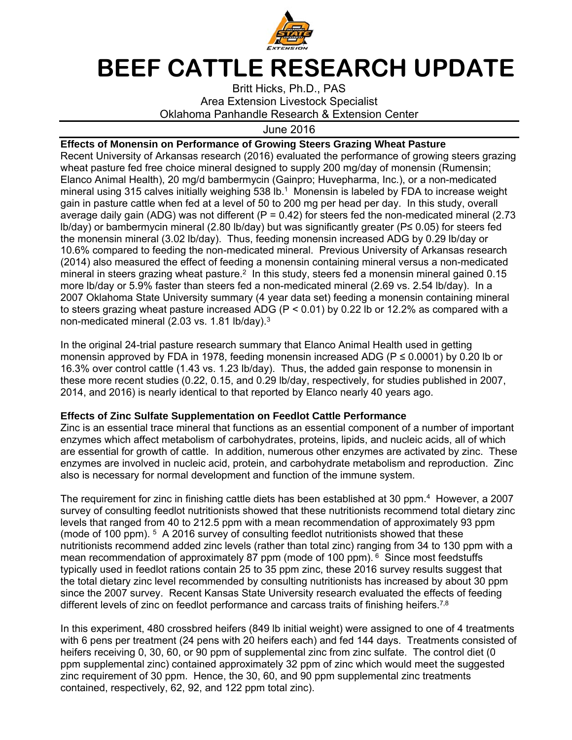# BEEF CATTLE RESEARCH UPDATE

Britt Hicks, Ph.D., PAS
Area Extension Livestock Specialist
Oklahoma Panhandle Research & Extension Center

June 2016

**Effects of Monensin on Performance of Growing Steers Grazing Wheat Pasture**

Recent University of Arkansas research (2016) evaluated the performance of growing steers grazing wheat pasture fed free choice mineral designed to supply 200 mg/day of monensin (Rumensin; Elanco Animal Health), 20 mg/d bambermycin (Gainpro; Huvepharma, Inc.), or a non-medicated mineral using 315 calves initially weighing 538 lb.[1] Monensin is labeled by FDA to increase weight gain in pasture cattle when fed at a level of 50 to 200 mg per head per day. In this study, overall average daily gain (ADG) was not different ($P = 0.42$) for steers fed the non-medicated mineral (2.73 lb/day) or bambermycin mineral (2.80 lb/day) but was significantly greater ($P \leq 0.05$) for steers fed the monensin mineral (3.02 lb/day). Thus, feeding monensin increased ADG by 0.29 lb/day or 10.6% compared to feeding the non-medicated mineral. Previous University of Arkansas research (2014) also measured the effect of feeding a monensin containing mineral versus a non-medicated mineral in steers grazing wheat pasture.[2] In this study, steers fed a monensin mineral gained 0.15 more lb/day or 5.9% faster than steers fed a non-medicated mineral (2.69 vs. 2.54 lb/day). In a 2007 Oklahoma State University summary (4 year data set) feeding a monensin containing mineral to steers grazing wheat pasture increased ADG ($P < 0.01$) by 0.22 lb or 12.2% as compared with a non-medicated mineral (2.03 vs. 1.81 lb/day).[3]

In the original 24-trial pasture research summary that Elanco Animal Health used in getting monensin approved by FDA in 1978, feeding monensin increased ADG ($P \leq 0.0001$) by 0.20 lb or 16.3% over control cattle (1.43 vs. 1.23 lb/day). Thus, the added gain response to monensin in these more recent studies (0.22, 0.15, and 0.29 lb/day, respectively, for studies published in 2007, 2014, and 2016) is nearly identical to that reported by Elanco nearly 40 years ago.

**Effects of Zinc Sulfate Supplementation on Feedlot Cattle Performance**

Zinc is an essential trace mineral that functions as an essential component of a number of important enzymes which affect metabolism of carbohydrates, proteins, lipids, and nucleic acids, all of which are essential for growth of cattle. In addition, numerous other enzymes are activated by zinc. These enzymes are involved in nucleic acid, protein, and carbohydrate metabolism and reproduction. Zinc also is necessary for normal development and function of the immune system.

The requirement for zinc in finishing cattle diets has been established at 30 ppm.[4] However, a 2007 survey of consulting feedlot nutritionists showed that these nutritionists recommend total dietary zinc levels that ranged from 40 to 212.5 ppm with a mean recommendation of approximately 93 ppm (mode of 100 ppm).[5] A 2016 survey of consulting feedlot nutritionists showed that these nutritionists recommend added zinc levels (rather than total zinc) ranging from 34 to 130 ppm with a mean recommendation of approximately 87 ppm (mode of 100 ppm).[6] Since most feedstuffs typically used in feedlot rations contain 25 to 35 ppm zinc, these 2016 survey results suggest that the total dietary zinc level recommended by consulting nutritionists has increased by about 30 ppm since the 2007 survey. Recent Kansas State University research evaluated the effects of feeding different levels of zinc on feedlot performance and carcass traits of finishing heifers.[7,8]

In this experiment, 480 crossbred heifers (849 lb initial weight) were assigned to one of 4 treatments with 6 pens per treatment (24 pens with 20 heifers each) and fed 144 days. Treatments consisted of heifers receiving 0, 30, 60, or 90 ppm of supplemental zinc from zinc sulfate. The control diet (0 ppm supplemental zinc) contained approximately 32 ppm of zinc which would meet the suggested zinc requirement of 30 ppm. Hence, the 30, 60, and 90 ppm supplemental zinc treatments contained, respectively, 62, 92, and 122 ppm total zinc).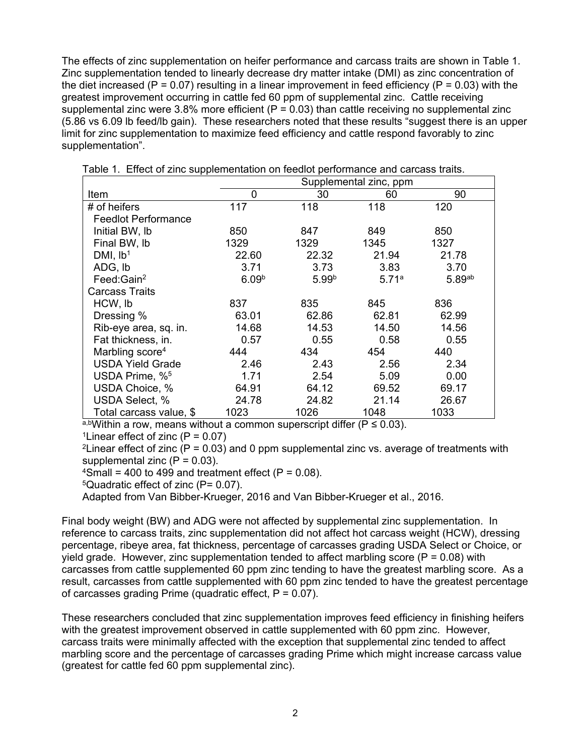The effects of zinc supplementation on heifer performance and carcass traits are shown in Table 1. Zinc supplementation tended to linearly decrease dry matter intake (DMI) as zinc concentration of the diet increased ($P = 0.07$) resulting in a linear improvement in feed efficiency ($P = 0.03$) with the greatest improvement occurring in cattle fed 60 ppm of supplemental zinc. Cattle receiving supplemental zinc were 3.8% more efficient ($P = 0.03$) than cattle receiving no supplemental zinc (5.86 vs 6.09 lb feed/lb gain). These researchers noted that these results "suggest there is an upper limit for zinc supplementation to maximize feed efficiency and cattle respond favorably to zinc supplementation".

Table 1. Effect of zinc supplementation on feedlot performance and carcass traits.

| | Supplemental zinc, ppm | | | |
|---|---|---|---|---|
| Item | 0 | 30 | 60 | 90 |
| # of heifers | 117 | 118 | 118 | 120 |
| Feedlot Performance | | | | |
| Initial BW, lb | 850 | 847 | 849 | 850 |
| Final BW, lb | 1329 | 1329 | 1345 | 1327 |
| DMI, lb[1] | 22.60 | 22.32 | 21.94 | 21.78 |
| ADG, lb | 3.71 | 3.73 | 3.83 | 3.70 |
| Feed:Gain[2] | 6.09[b] | 5.99[b] | 5.71[a] | 5.89[ab] |
| Carcass Traits | | | | |
| HCW, lb | 837 | 835 | 845 | 836 |
| Dressing % | 63.01 | 62.86 | 62.81 | 62.99 |
| Rib-eye area, sq. in. | 14.68 | 14.53 | 14.50 | 14.56 |
| Fat thickness, in. | 0.57 | 0.55 | 0.58 | 0.55 |
| Marbling score[4] | 444 | 434 | 454 | 440 |
| USDA Yield Grade | 2.46 | 2.43 | 2.56 | 2.34 |
| USDA Prime, %[5] | 1.71 | 2.54 | 5.09 | 0.00 |
| USDA Choice, % | 64.91 | 64.12 | 69.52 | 69.17 |
| USDA Select, % | 24.78 | 24.82 | 21.14 | 26.67 |
| Total carcass value, $ | 1023 | 1026 | 1048 | 1033 |

[a,b]Within a row, means without a common superscript differ ($P \leq 0.03$).
[1]Linear effect of zinc ($P = 0.07$)
[2]Linear effect of zinc ($P = 0.03$) and 0 ppm supplemental zinc vs. average of treatments with supplemental zinc ($P = 0.03$).
[4]Small = 400 to 499 and treatment effect ($P = 0.08$).
[5]Quadratic effect of zinc ($P = 0.07$).
Adapted from Van Bibber-Krueger, 2016 and Van Bibber-Krueger et al., 2016.

Final body weight (BW) and ADG were not affected by supplemental zinc supplementation. In reference to carcass traits, zinc supplementation did not affect hot carcass weight (HCW), dressing percentage, ribeye area, fat thickness, percentage of carcasses grading USDA Select or Choice, or yield grade. However, zinc supplementation tended to affect marbling score ($P = 0.08$) with carcasses from cattle supplemented 60 ppm zinc tending to have the greatest marbling score. As a result, carcasses from cattle supplemented with 60 ppm zinc tended to have the greatest percentage of carcasses grading Prime (quadratic effect, $P = 0.07$).

These researchers concluded that zinc supplementation improves feed efficiency in finishing heifers with the greatest improvement observed in cattle supplemented with 60 ppm zinc. However, carcass traits were minimally affected with the exception that supplemental zinc tended to affect marbling score and the percentage of carcasses grading Prime which might increase carcass value (greatest for cattle fed 60 ppm supplemental zinc).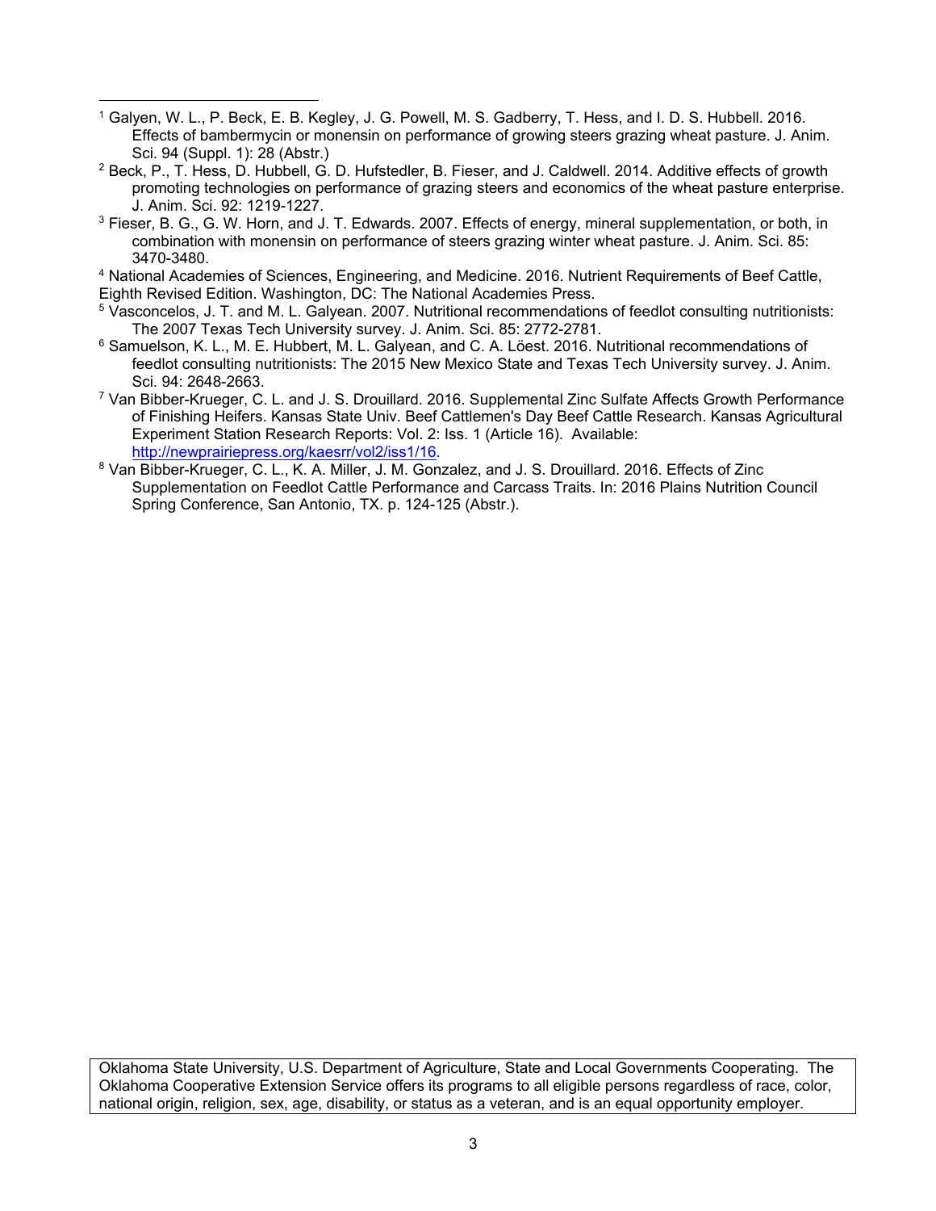[1] Galyen, W. L., P. Beck, E. B. Kegley, J. G. Powell, M. S. Gadberry, T. Hess, and I. D. S. Hubbell. 2016. Effects of bambermycin or monensin on performance of growing steers grazing wheat pasture. J. Anim. Sci. 94 (Suppl. 1): 28 (Abstr.)

[2] Beck, P., T. Hess, D. Hubbell, G. D. Hufstedler, B. Fieser, and J. Caldwell. 2014. Additive effects of growth promoting technologies on performance of grazing steers and economics of the wheat pasture enterprise. J. Anim. Sci. 92: 1219-1227.

[3] Fieser, B. G., G. W. Horn, and J. T. Edwards. 2007. Effects of energy, mineral supplementation, or both, in combination with monensin on performance of steers grazing winter wheat pasture. J. Anim. Sci. 85: 3470-3480.

[4] National Academies of Sciences, Engineering, and Medicine. 2016. Nutrient Requirements of Beef Cattle, Eighth Revised Edition. Washington, DC: The National Academies Press.

[5] Vasconcelos, J. T. and M. L. Galyean. 2007. Nutritional recommendations of feedlot consulting nutritionists: The 2007 Texas Tech University survey. J. Anim. Sci. 85: 2772-2781.

[6] Samuelson, K. L., M. E. Hubbert, M. L. Galyean, and C. A. Löest. 2016. Nutritional recommendations of feedlot consulting nutritionists: The 2015 New Mexico State and Texas Tech University survey. J. Anim. Sci. 94: 2648-2663.

[7] Van Bibber-Krueger, C. L. and J. S. Drouillard. 2016. Supplemental Zinc Sulfate Affects Growth Performance of Finishing Heifers. Kansas State Univ. Beef Cattlemen's Day Beef Cattle Research. Kansas Agricultural Experiment Station Research Reports: Vol. 2: Iss. 1 (Article 16). Available: http://newprairiepress.org/kaesrr/vol2/iss1/16.

[8] Van Bibber-Krueger, C. L., K. A. Miller, J. M. Gonzalez, and J. S. Drouillard. 2016. Effects of Zinc Supplementation on Feedlot Cattle Performance and Carcass Traits. In: 2016 Plains Nutrition Council Spring Conference, San Antonio, TX. p. 124-125 (Abstr.).

Oklahoma State University, U.S. Department of Agriculture, State and Local Governments Cooperating. The Oklahoma Cooperative Extension Service offers its programs to all eligible persons regardless of race, color, national origin, religion, sex, age, disability, or status as a veteran, and is an equal opportunity employer.